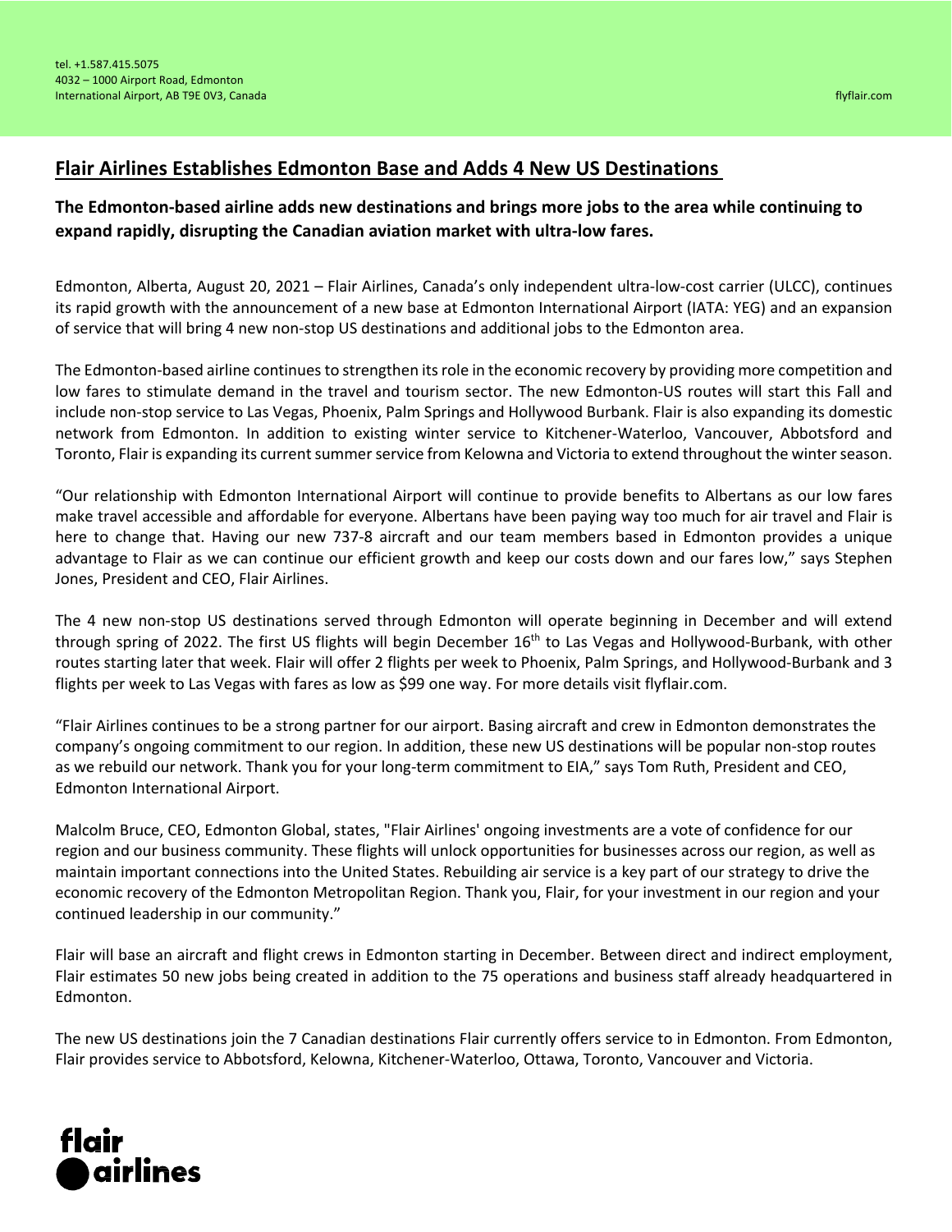tel. +1.587.415.5075
4032 – 1000 Airport Road, Edmonton
International Airport, AB T9E 0V3, Canada

flyflair.com

# Flair Airlines Establishes Edmonton Base and Adds 4 New US Destinations

**The Edmonton-based airline adds new destinations and brings more jobs to the area while continuing to expand rapidly, disrupting the Canadian aviation market with ultra-low fares.**

Edmonton, Alberta, August 20, 2021 – Flair Airlines, Canada's only independent ultra-low-cost carrier (ULCC), continues its rapid growth with the announcement of a new base at Edmonton International Airport (IATA: YEG) and an expansion of service that will bring 4 new non-stop US destinations and additional jobs to the Edmonton area.

The Edmonton-based airline continues to strengthen its role in the economic recovery by providing more competition and low fares to stimulate demand in the travel and tourism sector. The new Edmonton-US routes will start this Fall and include non-stop service to Las Vegas, Phoenix, Palm Springs and Hollywood Burbank. Flair is also expanding its domestic network from Edmonton. In addition to existing winter service to Kitchener-Waterloo, Vancouver, Abbotsford and Toronto, Flair is expanding its current summer service from Kelowna and Victoria to extend throughout the winter season.

"Our relationship with Edmonton International Airport will continue to provide benefits to Albertans as our low fares make travel accessible and affordable for everyone. Albertans have been paying way too much for air travel and Flair is here to change that. Having our new 737-8 aircraft and our team members based in Edmonton provides a unique advantage to Flair as we can continue our efficient growth and keep our costs down and our fares low," says Stephen Jones, President and CEO, Flair Airlines.

The 4 new non-stop US destinations served through Edmonton will operate beginning in December and will extend through spring of 2022. The first US flights will begin December 16th to Las Vegas and Hollywood-Burbank, with other routes starting later that week. Flair will offer 2 flights per week to Phoenix, Palm Springs, and Hollywood-Burbank and 3 flights per week to Las Vegas with fares as low as $99 one way. For more details visit flyflair.com.

"Flair Airlines continues to be a strong partner for our airport. Basing aircraft and crew in Edmonton demonstrates the company's ongoing commitment to our region. In addition, these new US destinations will be popular non-stop routes as we rebuild our network. Thank you for your long-term commitment to EIA," says Tom Ruth, President and CEO, Edmonton International Airport.

Malcolm Bruce, CEO, Edmonton Global, states, "Flair Airlines' ongoing investments are a vote of confidence for our region and our business community. These flights will unlock opportunities for businesses across our region, as well as maintain important connections into the United States. Rebuilding air service is a key part of our strategy to drive the economic recovery of the Edmonton Metropolitan Region. Thank you, Flair, for your investment in our region and your continued leadership in our community."

Flair will base an aircraft and flight crews in Edmonton starting in December. Between direct and indirect employment, Flair estimates 50 new jobs being created in addition to the 75 operations and business staff already headquartered in Edmonton.

The new US destinations join the 7 Canadian destinations Flair currently offers service to in Edmonton. From Edmonton, Flair provides service to Abbotsford, Kelowna, Kitchener-Waterloo, Ottawa, Toronto, Vancouver and Victoria.

flair airlines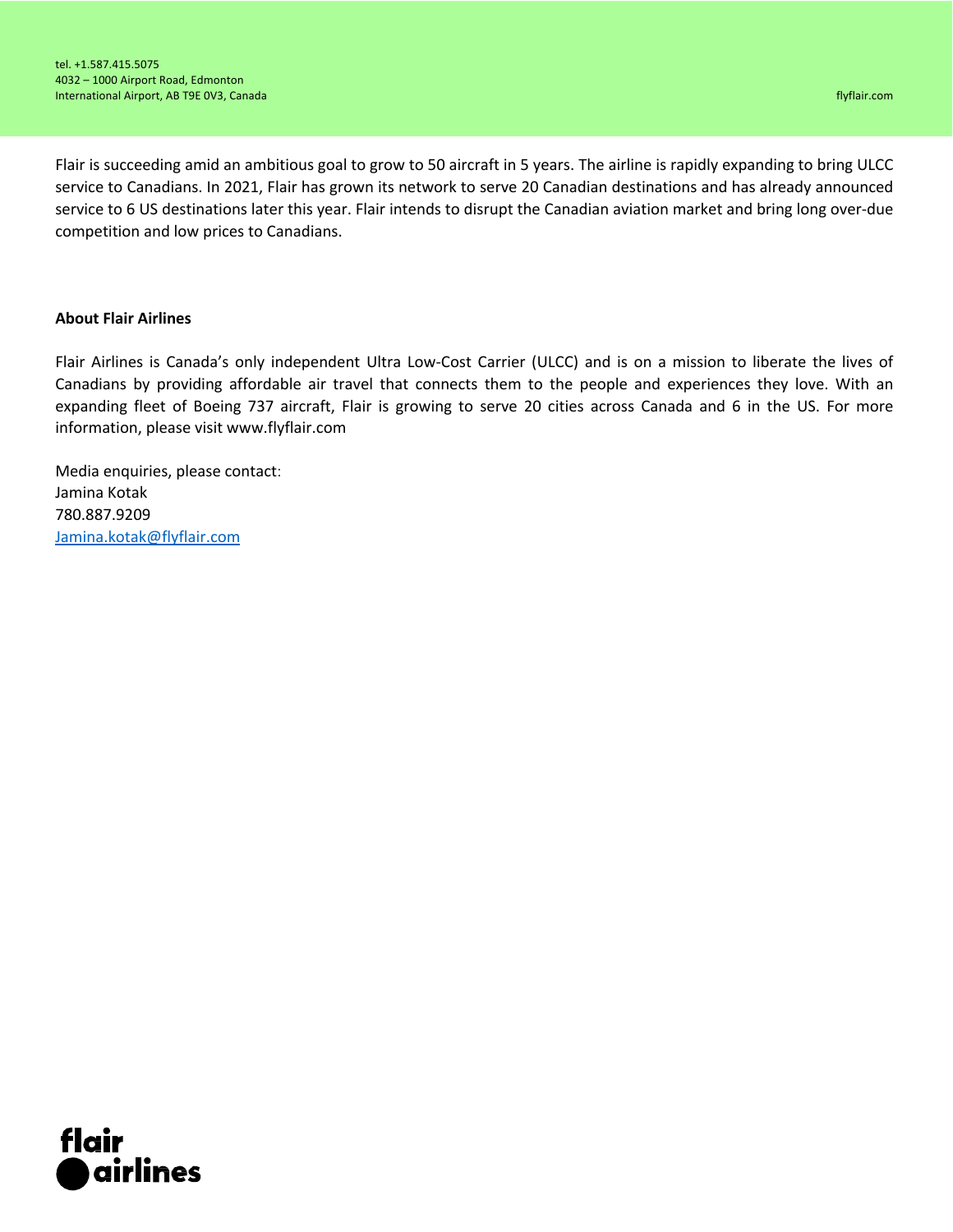Flair is succeeding amid an ambitious goal to grow to 50 aircraft in 5 years. The airline is rapidly expanding to bring ULCC service to Canadians. In 2021, Flair has grown its network to serve 20 Canadian destinations and has already announced service to 6 US destinations later this year. Flair intends to disrupt the Canadian aviation market and bring long over-due competition and low prices to Canadians.

**About Flair Airlines**

Flair Airlines is Canada's only independent Ultra Low-Cost Carrier (ULCC) and is on a mission to liberate the lives of Canadians by providing affordable air travel that connects them to the people and experiences they love. With an expanding fleet of Boeing 737 aircraft, Flair is growing to serve 20 cities across Canada and 6 in the US. For more information, please visit www.flyflair.com

Media enquiries, please contact:
Jamina Kotak
780.887.9209
Jamina.kotak@flyflair.com